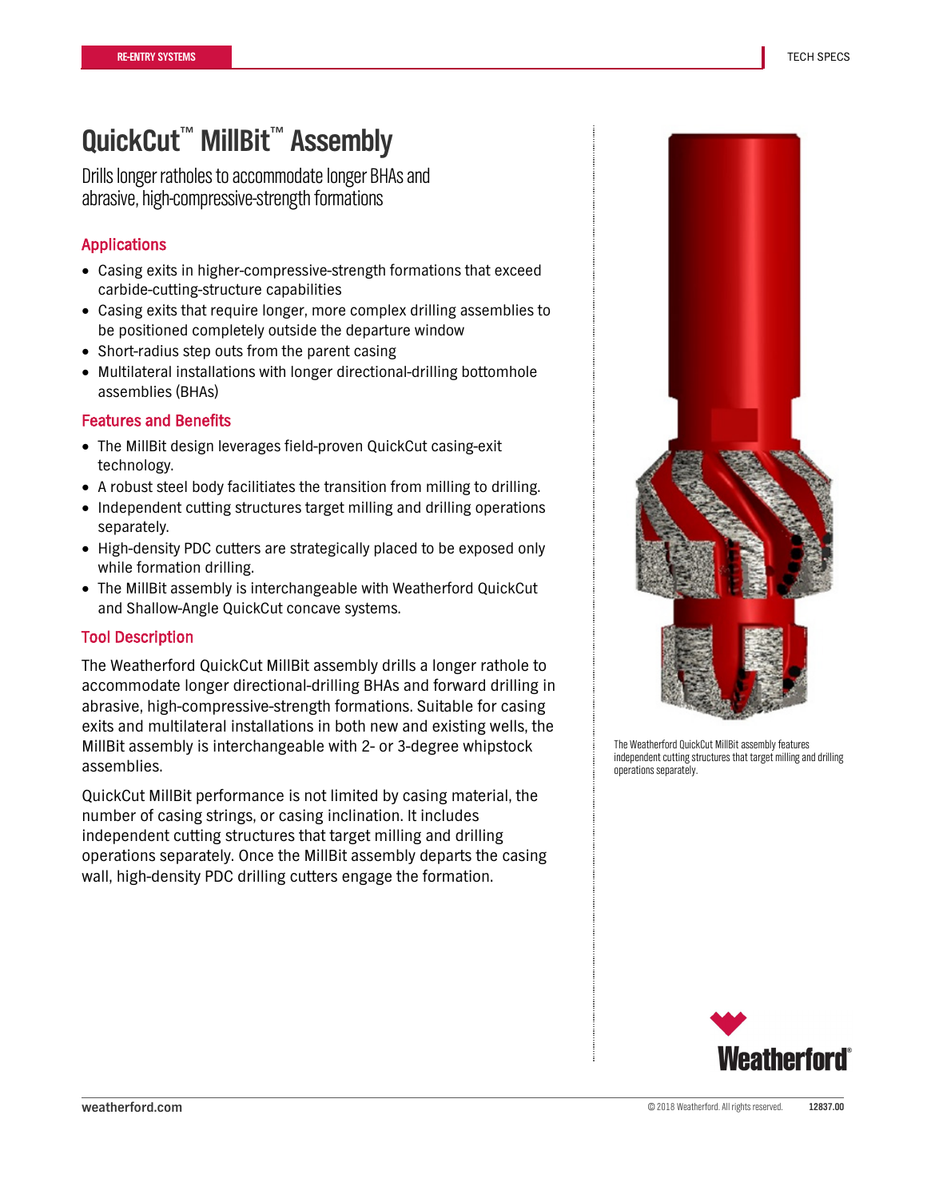RE-ENTRY SYSTEMS

TECH SPECS

# QuickCut™ MillBit™ Assembly

Drills longer ratholes to accommodate longer BHAs and abrasive, high-compressive-strength formations

## Applications

- Casing exits in higher-compressive-strength formations that exceed carbide-cutting-structure capabilities
- Casing exits that require longer, more complex drilling assemblies to be positioned completely outside the departure window
- Short-radius step outs from the parent casing
- Multilateral installations with longer directional-drilling bottomhole assemblies (BHAs)

## Features and Benefits

- The MillBit design leverages field-proven QuickCut casing-exit technology.
- A robust steel body facilitates the transition from milling to drilling.
- Independent cutting structures target milling and drilling operations separately.
- High-density PDC cutters are strategically placed to be exposed only while formation drilling.
- The MillBit assembly is interchangeable with Weatherford QuickCut and Shallow-Angle QuickCut concave systems.

## Tool Description

The Weatherford QuickCut MillBit assembly drills a longer rathole to accommodate longer directional-drilling BHAs and forward drilling in abrasive, high-compressive-strength formations. Suitable for casing exits and multilateral installations in both new and existing wells, the MillBit assembly is interchangeable with 2- or 3-degree whipstock assemblies.

QuickCut MillBit performance is not limited by casing material, the number of casing strings, or casing inclination. It includes independent cutting structures that target milling and drilling operations separately. Once the MillBit assembly departs the casing wall, high-density PDC drilling cutters engage the formation.

The Weatherford QuickCut MillBit assembly features independent cutting structures that target milling and drilling operations separately.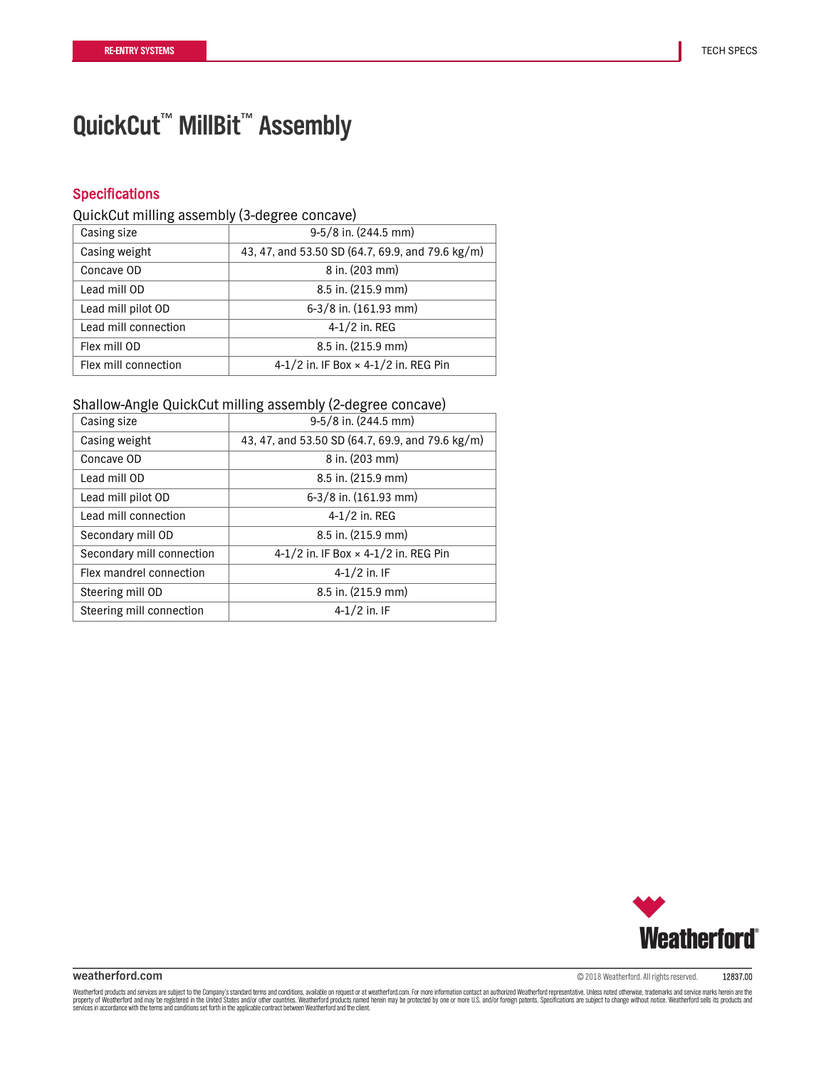# QuickCut™ MillBit™ Assembly

## Specifications

QuickCut milling assembly (3-degree concave)

| | |
|---|---|
| Casing size | 9-5/8 in. (244.5 mm) |
| Casing weight | 43, 47, and 53.50 SD (64.7, 69.9, and 79.6 kg/m) |
| Concave OD | 8 in. (203 mm) |
| Lead mill OD | 8.5 in. (215.9 mm) |
| Lead mill pilot OD | 6-3/8 in. (161.93 mm) |
| Lead mill connection | 4-1/2 in. REG |
| Flex mill OD | 8.5 in. (215.9 mm) |
| Flex mill connection | 4-1/2 in. IF Box × 4-1/2 in. REG Pin |

Shallow-Angle QuickCut milling assembly (2-degree concave)

| | |
|---|---|
| Casing size | 9-5/8 in. (244.5 mm) |
| Casing weight | 43, 47, and 53.50 SD (64.7, 69.9, and 79.6 kg/m) |
| Concave OD | 8 in. (203 mm) |
| Lead mill OD | 8.5 in. (215.9 mm) |
| Lead mill pilot OD | 6-3/8 in. (161.93 mm) |
| Lead mill connection | 4-1/2 in. REG |
| Secondary mill OD | 8.5 in. (215.9 mm) |
| Secondary mill connection | 4-1/2 in. IF Box × 4-1/2 in. REG Pin |
| Flex mandrel connection | 4-1/2 in. IF |
| Steering mill OD | 8.5 in. (215.9 mm) |
| Steering mill connection | 4-1/2 in. IF |

weatherford.com

© 2018 Weatherford. All rights reserved. 12837.00

Weatherford products and services are subject to the Company's standard terms and conditions, available on request or at weatherford.com. For more information contact an authorized Weatherford representative. Unless noted otherwise, trademarks and service marks herein are the property of Weatherford and may be registered in the United States and/or other countries. Weatherford products named herein may be protected by one or more U.S. and/or foreign patents. Specifications are subject to change without notice. Weatherford sells its products and services in accordance with the terms and conditions set forth in the applicable contract between Weatherford and the client.